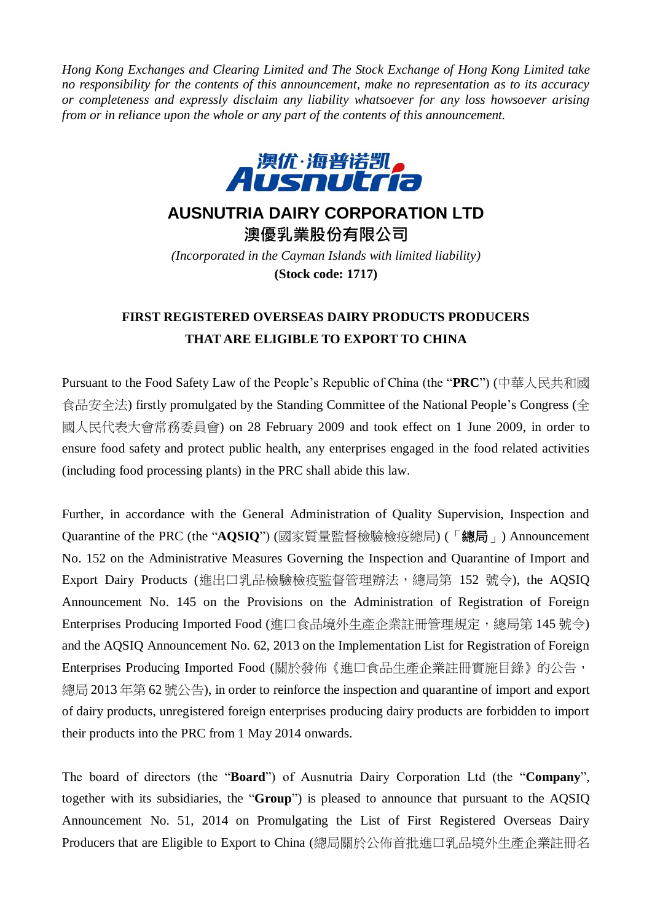*Hong Kong Exchanges and Clearing Limited and The Stock Exchange of Hong Kong Limited take no responsibility for the contents of this announcement, make no representation as to its accuracy or completeness and expressly disclaim any liability whatsoever for any loss howsoever arising from or in reliance upon the whole or any part of the contents of this announcement.*

澳优·海普诺凯 Ausnutria

# AUSNUTRIA DAIRY CORPORATION LTD
# 澳優乳業股份有限公司

*(Incorporated in the Cayman Islands with limited liability)*

**(Stock code: 1717)**

## FIRST REGISTERED OVERSEAS DAIRY PRODUCTS PRODUCERS THAT ARE ELIGIBLE TO EXPORT TO CHINA

Pursuant to the Food Safety Law of the People's Republic of China (the "**PRC**") (中華人民共和國食品安全法) firstly promulgated by the Standing Committee of the National People's Congress (全國人民代表大會常務委員會) on 28 February 2009 and took effect on 1 June 2009, in order to ensure food safety and protect public health, any enterprises engaged in the food related activities (including food processing plants) in the PRC shall abide this law.

Further, in accordance with the General Administration of Quality Supervision, Inspection and Quarantine of the PRC (the "**AQSIQ**") (國家質量監督檢驗檢疫總局) (「**總局**」) Announcement No. 152 on the Administrative Measures Governing the Inspection and Quarantine of Import and Export Dairy Products (進出口乳品檢驗檢疫監督管理辦法，總局第 152 號令), the AQSIQ Announcement No. 145 on the Provisions on the Administration of Registration of Foreign Enterprises Producing Imported Food (進口食品境外生產企業註冊管理規定，總局第 145 號令) and the AQSIQ Announcement No. 62, 2013 on the Implementation List for Registration of Foreign Enterprises Producing Imported Food (關於發佈《進口食品生產企業註冊實施目錄》的公告，總局 2013 年第 62 號公告), in order to reinforce the inspection and quarantine of import and export of dairy products, unregistered foreign enterprises producing dairy products are forbidden to import their products into the PRC from 1 May 2014 onwards.

The board of directors (the "**Board**") of Ausnutria Dairy Corporation Ltd (the "**Company**", together with its subsidiaries, the "**Group**") is pleased to announce that pursuant to the AQSIQ Announcement No. 51, 2014 on Promulgating the List of First Registered Overseas Dairy Producers that are Eligible to Export to China (總局關於公佈首批進口乳品境外生產企業註冊名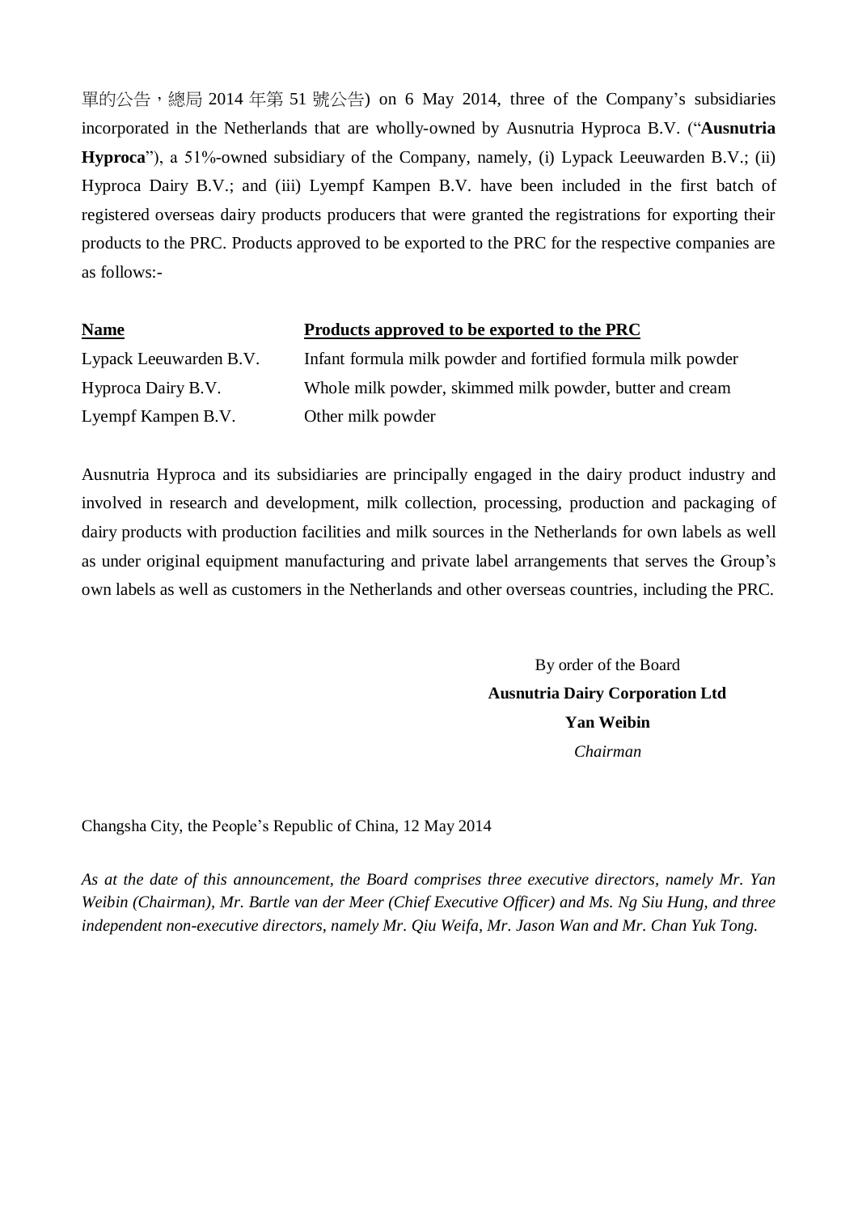單的公告，總局 2014 年第 51 號公告) on 6 May 2014, three of the Company's subsidiaries incorporated in the Netherlands that are wholly-owned by Ausnutria Hyproca B.V. ("**Ausnutria Hyproca**"), a 51%-owned subsidiary of the Company, namely, (i) Lypack Leeuwarden B.V.; (ii) Hyproca Dairy B.V.; and (iii) Lyempf Kampen B.V. have been included in the first batch of registered overseas dairy products producers that were granted the registrations for exporting their products to the PRC. Products approved to be exported to the PRC for the respective companies are as follows:-

| **Name** | **Products approved to be exported to the PRC** |
|---|---|
| Lypack Leeuwarden B.V. | Infant formula milk powder and fortified formula milk powder |
| Hyproca Dairy B.V. | Whole milk powder, skimmed milk powder, butter and cream |
| Lyempf Kampen B.V. | Other milk powder |

Ausnutria Hyproca and its subsidiaries are principally engaged in the dairy product industry and involved in research and development, milk collection, processing, production and packaging of dairy products with production facilities and milk sources in the Netherlands for own labels as well as under original equipment manufacturing and private label arrangements that serves the Group's own labels as well as customers in the Netherlands and other overseas countries, including the PRC.

By order of the Board
**Ausnutria Dairy Corporation Ltd**
**Yan Weibin**
*Chairman*

Changsha City, the People's Republic of China, 12 May 2014

*As at the date of this announcement, the Board comprises three executive directors, namely Mr. Yan Weibin (Chairman), Mr. Bartle van der Meer (Chief Executive Officer) and Ms. Ng Siu Hung, and three independent non-executive directors, namely Mr. Qiu Weifa, Mr. Jason Wan and Mr. Chan Yuk Tong.*